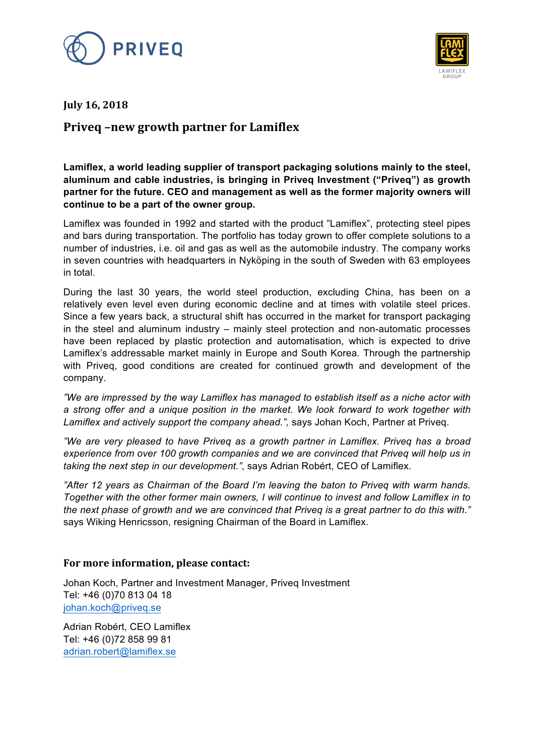**July 16, 2018**

# Priveq –new growth partner for Lamiflex

**Lamiflex, a world leading supplier of transport packaging solutions mainly to the steel, aluminum and cable industries, is bringing in Priveq Investment ("Priveq") as growth partner for the future. CEO and management as well as the former majority owners will continue to be a part of the owner group.**

Lamiflex was founded in 1992 and started with the product "Lamiflex", protecting steel pipes and bars during transportation. The portfolio has today grown to offer complete solutions to a number of industries, i.e. oil and gas as well as the automobile industry. The company works in seven countries with headquarters in Nyköping in the south of Sweden with 63 employees in total.

During the last 30 years, the world steel production, excluding China, has been on a relatively even level even during economic decline and at times with volatile steel prices. Since a few years back, a structural shift has occurred in the market for transport packaging in the steel and aluminum industry – mainly steel protection and non-automatic processes have been replaced by plastic protection and automatisation, which is expected to drive Lamiflex's addressable market mainly in Europe and South Korea. Through the partnership with Priveq, good conditions are created for continued growth and development of the company.

*"We are impressed by the way Lamiflex has managed to establish itself as a niche actor with a strong offer and a unique position in the market. We look forward to work together with Lamiflex and actively support the company ahead.",* says Johan Koch, Partner at Priveq.

*"We are very pleased to have Priveq as a growth partner in Lamiflex. Priveq has a broad experience from over 100 growth companies and we are convinced that Priveq will help us in taking the next step in our development."*, says Adrian Robért, CEO of Lamiflex.

*"After 12 years as Chairman of the Board I'm leaving the baton to Priveq with warm hands. Together with the other former main owners, I will continue to invest and follow Lamiflex in to the next phase of growth and we are convinced that Priveq is a great partner to do this with."* says Wiking Henricsson, resigning Chairman of the Board in Lamiflex.

## For more information, please contact:

Johan Koch, Partner and Investment Manager, Priveq Investment
Tel: +46 (0)70 813 04 18
johan.koch@priveq.se

Adrian Robért, CEO Lamiflex
Tel: +46 (0)72 858 99 81
adrian.robert@lamiflex.se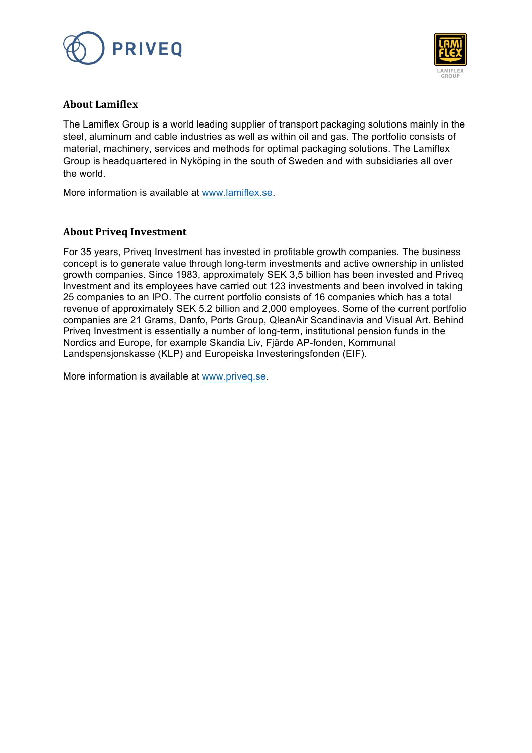## About Lamiflex

The Lamiflex Group is a world leading supplier of transport packaging solutions mainly in the steel, aluminum and cable industries as well as within oil and gas. The portfolio consists of material, machinery, services and methods for optimal packaging solutions. The Lamiflex Group is headquartered in Nyköping in the south of Sweden and with subsidiaries all over the world.

More information is available at www.lamiflex.se.

## About Priveq Investment

For 35 years, Priveq Investment has invested in profitable growth companies. The business concept is to generate value through long-term investments and active ownership in unlisted growth companies. Since 1983, approximately SEK 3,5 billion has been invested and Priveq Investment and its employees have carried out 123 investments and been involved in taking 25 companies to an IPO. The current portfolio consists of 16 companies which has a total revenue of approximately SEK 5.2 billion and 2,000 employees. Some of the current portfolio companies are 21 Grams, Danfo, Ports Group, QleanAir Scandinavia and Visual Art. Behind Priveq Investment is essentially a number of long-term, institutional pension funds in the Nordics and Europe, for example Skandia Liv, Fjärde AP-fonden, Kommunal Landspensjonskasse (KLP) and Europeiska Investeringsfonden (EIF).

More information is available at www.priveq.se.